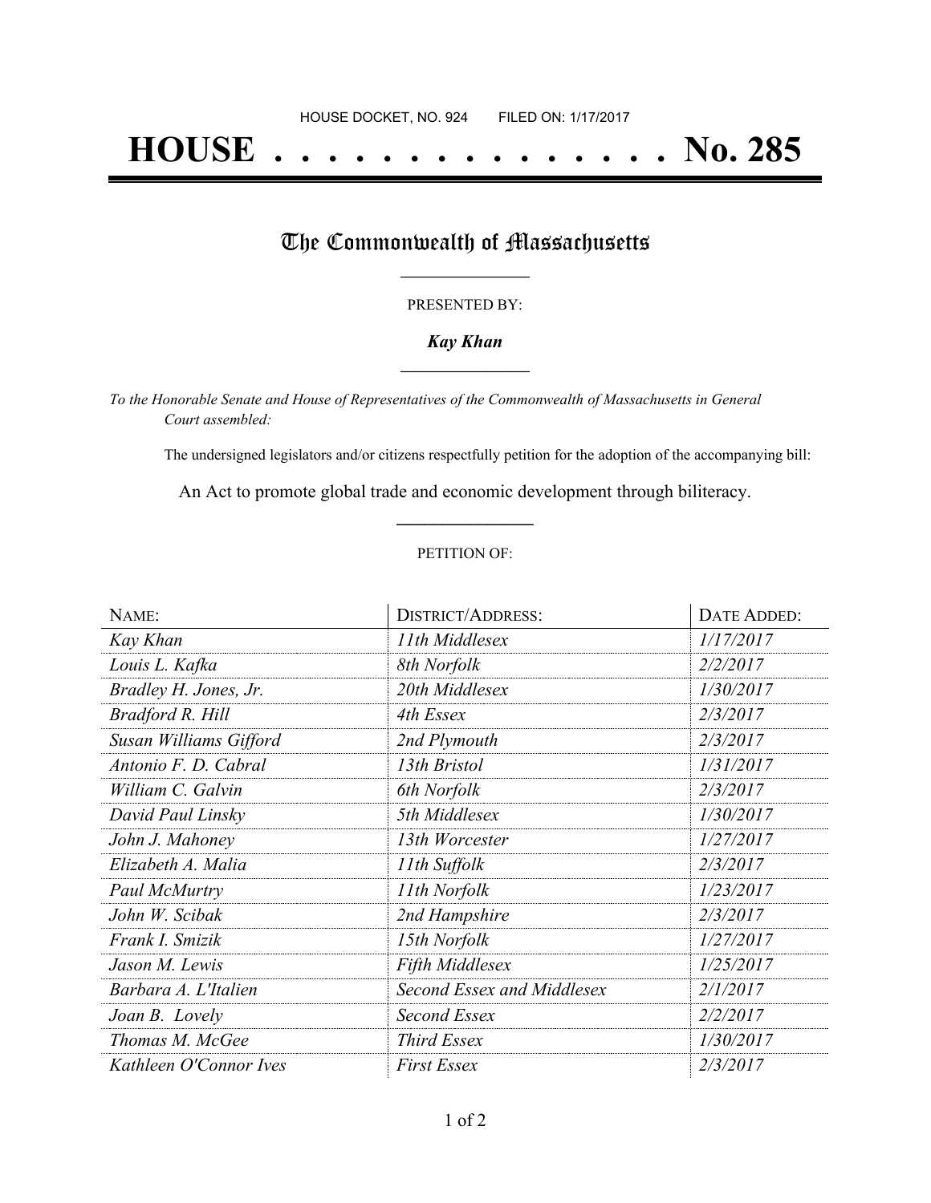HOUSE DOCKET, NO. 924 FILED ON: 1/17/2017

# HOUSE . . . . . . . . . . . . . . . No. 285

## The Commonwealth of Massachusetts

PRESENTED BY:

***Kay Khan***

*To the Honorable Senate and House of Representatives of the Commonwealth of Massachusetts in General Court assembled:*

The undersigned legislators and/or citizens respectfully petition for the adoption of the accompanying bill:

An Act to promote global trade and economic development through biliteracy.

PETITION OF:

| NAME: | DISTRICT/ADDRESS: | DATE ADDED: |
|---|---|---|
| *Kay Khan* | *11th Middlesex* | *1/17/2017* |
| *Louis L. Kafka* | *8th Norfolk* | *2/2/2017* |
| *Bradley H. Jones, Jr.* | *20th Middlesex* | *1/30/2017* |
| *Bradford R. Hill* | *4th Essex* | *2/3/2017* |
| *Susan Williams Gifford* | *2nd Plymouth* | *2/3/2017* |
| *Antonio F. D. Cabral* | *13th Bristol* | *1/31/2017* |
| *William C. Galvin* | *6th Norfolk* | *2/3/2017* |
| *David Paul Linsky* | *5th Middlesex* | *1/30/2017* |
| *John J. Mahoney* | *13th Worcester* | *1/27/2017* |
| *Elizabeth A. Malia* | *11th Suffolk* | *2/3/2017* |
| *Paul McMurtry* | *11th Norfolk* | *1/23/2017* |
| *John W. Scibak* | *2nd Hampshire* | *2/3/2017* |
| *Frank I. Smizik* | *15th Norfolk* | *1/27/2017* |
| *Jason M. Lewis* | *Fifth Middlesex* | *1/25/2017* |
| *Barbara A. L'Italien* | *Second Essex and Middlesex* | *2/1/2017* |
| *Joan B. Lovely* | *Second Essex* | *2/2/2017* |
| *Thomas M. McGee* | *Third Essex* | *1/30/2017* |
| *Kathleen O'Connor Ives* | *First Essex* | *2/3/2017* |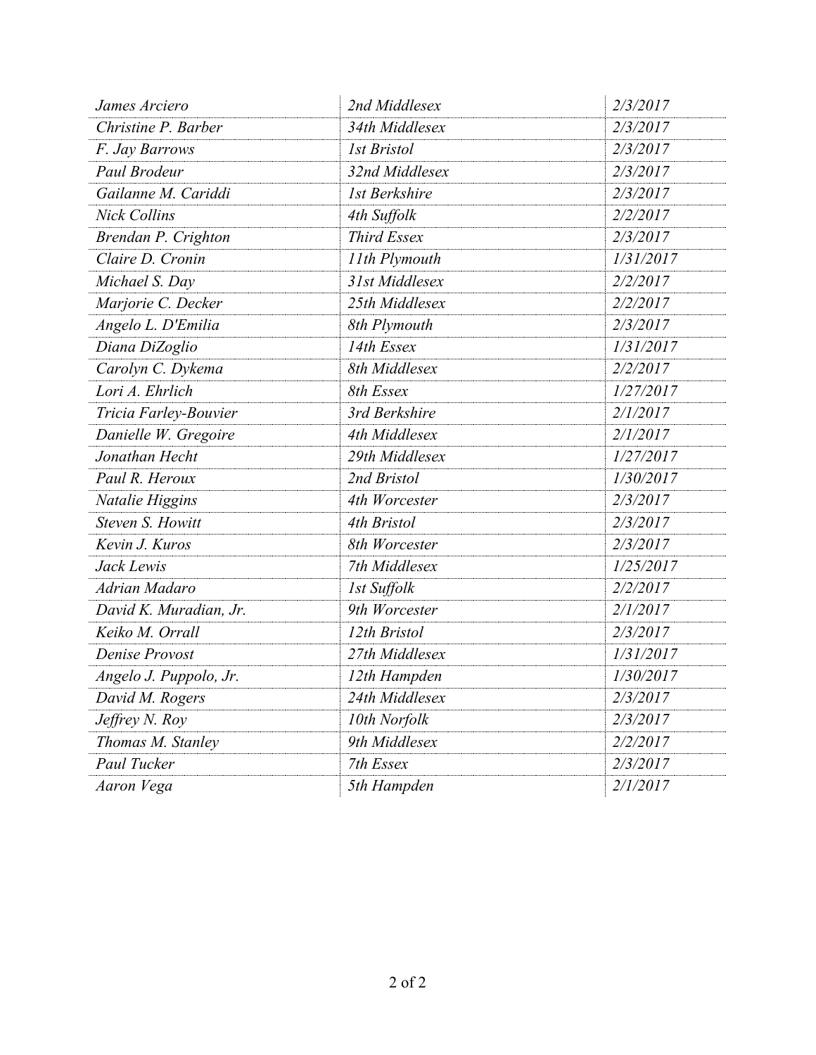| | | |
|---|---|---|
| *James Arciero* | *2nd Middlesex* | *2/3/2017* |
| *Christine P. Barber* | *34th Middlesex* | *2/3/2017* |
| *F. Jay Barrows* | *1st Bristol* | *2/3/2017* |
| *Paul Brodeur* | *32nd Middlesex* | *2/3/2017* |
| *Gailanne M. Cariddi* | *1st Berkshire* | *2/3/2017* |
| *Nick Collins* | *4th Suffolk* | *2/2/2017* |
| *Brendan P. Crighton* | *Third Essex* | *2/3/2017* |
| *Claire D. Cronin* | *11th Plymouth* | *1/31/2017* |
| *Michael S. Day* | *31st Middlesex* | *2/2/2017* |
| *Marjorie C. Decker* | *25th Middlesex* | *2/2/2017* |
| *Angelo L. D'Emilia* | *8th Plymouth* | *2/3/2017* |
| *Diana DiZoglio* | *14th Essex* | *1/31/2017* |
| *Carolyn C. Dykema* | *8th Middlesex* | *2/2/2017* |
| *Lori A. Ehrlich* | *8th Essex* | *1/27/2017* |
| *Tricia Farley-Bouvier* | *3rd Berkshire* | *2/1/2017* |
| *Danielle W. Gregoire* | *4th Middlesex* | *2/1/2017* |
| *Jonathan Hecht* | *29th Middlesex* | *1/27/2017* |
| *Paul R. Heroux* | *2nd Bristol* | *1/30/2017* |
| *Natalie Higgins* | *4th Worcester* | *2/3/2017* |
| *Steven S. Howitt* | *4th Bristol* | *2/3/2017* |
| *Kevin J. Kuros* | *8th Worcester* | *2/3/2017* |
| *Jack Lewis* | *7th Middlesex* | *1/25/2017* |
| *Adrian Madaro* | *1st Suffolk* | *2/2/2017* |
| *David K. Muradian, Jr.* | *9th Worcester* | *2/1/2017* |
| *Keiko M. Orrall* | *12th Bristol* | *2/3/2017* |
| *Denise Provost* | *27th Middlesex* | *1/31/2017* |
| *Angelo J. Puppolo, Jr.* | *12th Hampden* | *1/30/2017* |
| *David M. Rogers* | *24th Middlesex* | *2/3/2017* |
| *Jeffrey N. Roy* | *10th Norfolk* | *2/3/2017* |
| *Thomas M. Stanley* | *9th Middlesex* | *2/2/2017* |
| *Paul Tucker* | *7th Essex* | *2/3/2017* |
| *Aaron Vega* | *5th Hampden* | *2/1/2017* |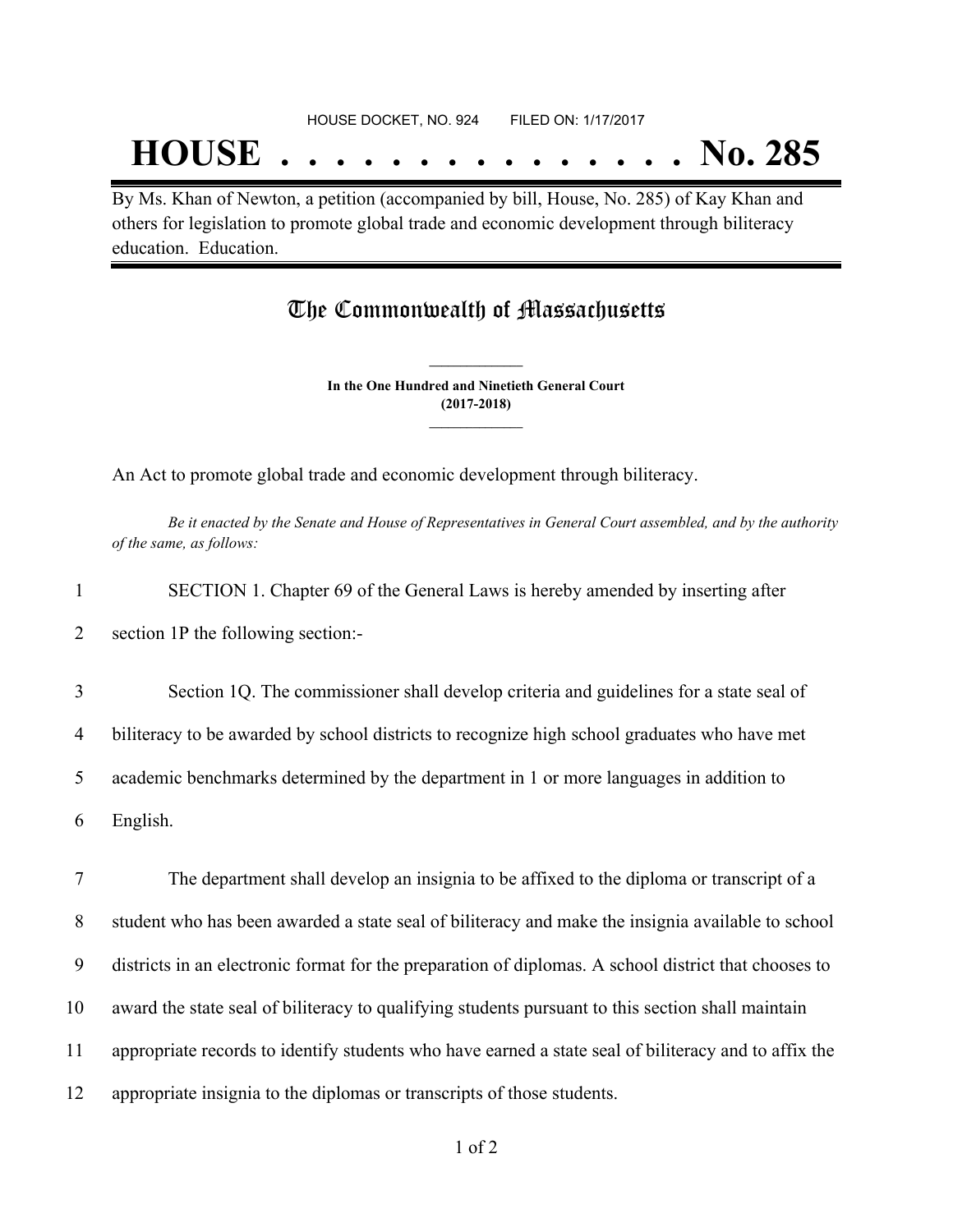HOUSE DOCKET, NO. 924        FILED ON: 1/17/2017

# HOUSE . . . . . . . . . . . . . . . No. 285

By Ms. Khan of Newton, a petition (accompanied by bill, House, No. 285) of Kay Khan and others for legislation to promote global trade and economic development through biliteracy education. Education.

## The Commonwealth of Massachusetts

**In the One Hundred and Ninetieth General Court**
**(2017-2018)**

An Act to promote global trade and economic development through biliteracy.

*Be it enacted by the Senate and House of Representatives in General Court assembled, and by the authority of the same, as follows:*

1 SECTION 1. Chapter 69 of the General Laws is hereby amended by inserting after
2 section 1P the following section:-

3 Section 1Q. The commissioner shall develop criteria and guidelines for a state seal of
4 biliteracy to be awarded by school districts to recognize high school graduates who have met
5 academic benchmarks determined by the department in 1 or more languages in addition to
6 English.

7 The department shall develop an insignia to be affixed to the diploma or transcript of a
8 student who has been awarded a state seal of biliteracy and make the insignia available to school
9 districts in an electronic format for the preparation of diplomas. A school district that chooses to
10 award the state seal of biliteracy to qualifying students pursuant to this section shall maintain
11 appropriate records to identify students who have earned a state seal of biliteracy and to affix the
12 appropriate insignia to the diplomas or transcripts of those students.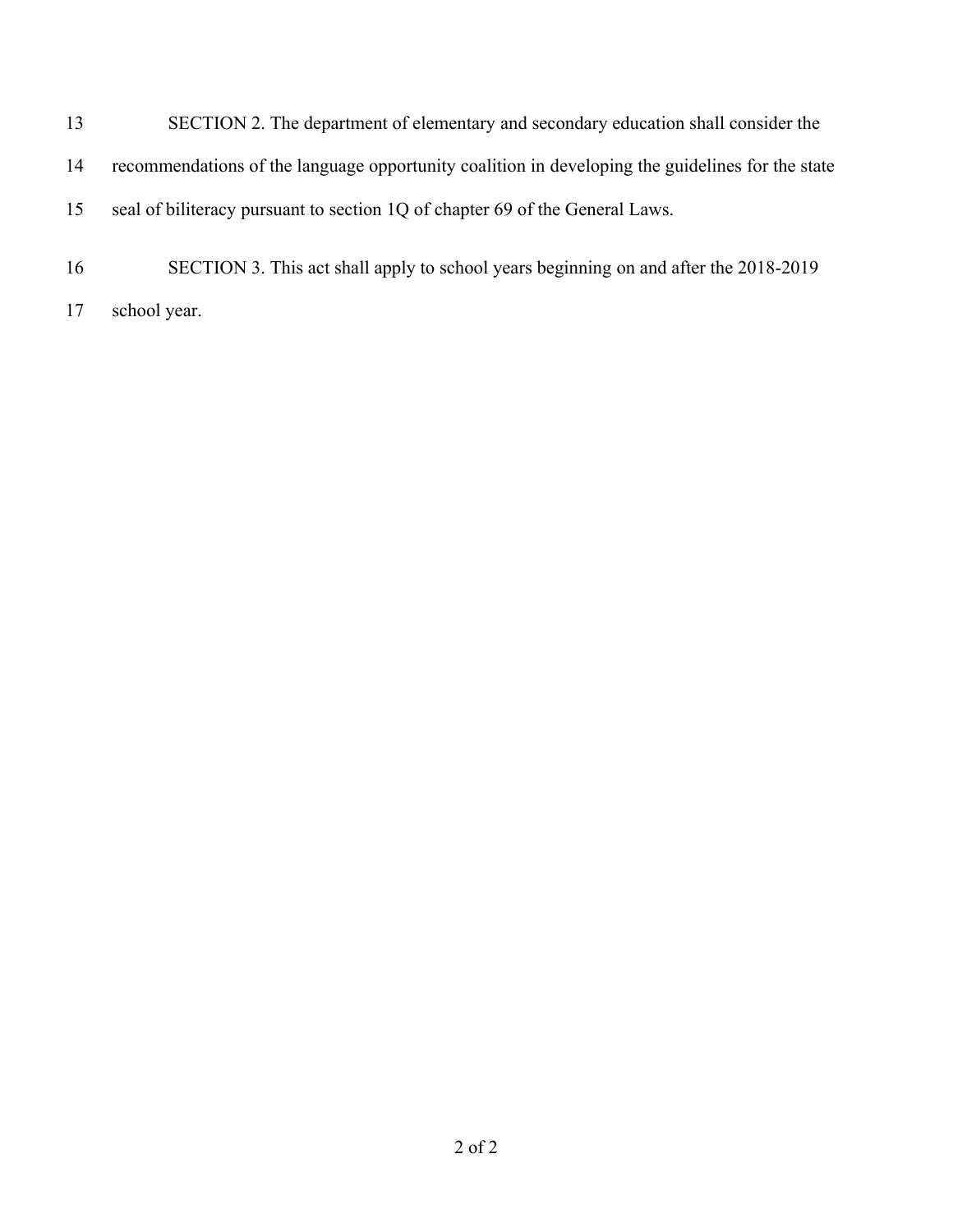SECTION 2. The department of elementary and secondary education shall consider the recommendations of the language opportunity coalition in developing the guidelines for the state seal of biliteracy pursuant to section 1Q of chapter 69 of the General Laws.

SECTION 3. This act shall apply to school years beginning on and after the 2018-2019 school year.